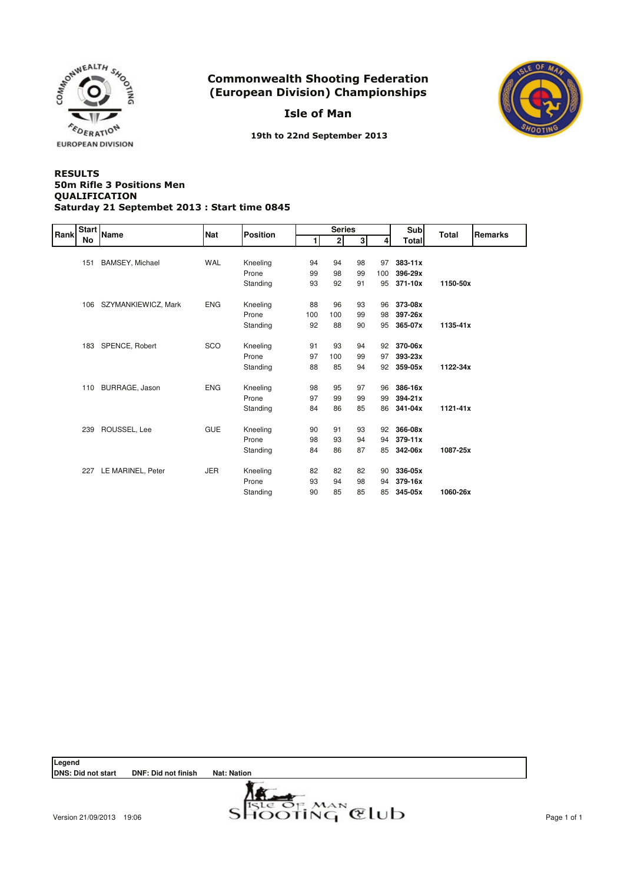# Commonwealth Shooting Federation (European Division) Championships

## Isle of Man

19th to 22nd September 2013

**RESULTS**
**50m Rifle 3 Positions Men**
**QUALIFICATION**
**Saturday 21 Septembet 2013 : Start time 0845**

| Rank | Start No | Name | Nat | Position | Series 1 | 2 | 3 | 4 | Sub Total | Total | Remarks |
|---|---|---|---|---|---|---|---|---|---|---|---|
| | 151 | BAMSEY, Michael | WAL | Kneeling | 94 | 94 | 98 | 97 | **383-11x** | | |
| | | | | Prone | 99 | 98 | 99 | 100 | **396-29x** | | |
| | | | | Standing | 93 | 92 | 91 | 95 | **371-10x** | **1150-50x** | |
| | 106 | SZYMANKIEWICZ, Mark | ENG | Kneeling | 88 | 96 | 93 | 96 | **373-08x** | | |
| | | | | Prone | 100 | 100 | 99 | 98 | **397-26x** | | |
| | | | | Standing | 92 | 88 | 90 | 95 | **365-07x** | **1135-41x** | |
| | 183 | SPENCE, Robert | SCO | Kneeling | 91 | 93 | 94 | 92 | **370-06x** | | |
| | | | | Prone | 97 | 100 | 99 | 97 | **393-23x** | | |
| | | | | Standing | 88 | 85 | 94 | 92 | **359-05x** | **1122-34x** | |
| | 110 | BURRAGE, Jason | ENG | Kneeling | 98 | 95 | 97 | 96 | **386-16x** | | |
| | | | | Prone | 97 | 99 | 99 | 99 | **394-21x** | | |
| | | | | Standing | 84 | 86 | 85 | 86 | **341-04x** | **1121-41x** | |
| | 239 | ROUSSEL, Lee | GUE | Kneeling | 90 | 91 | 93 | 92 | **366-08x** | | |
| | | | | Prone | 98 | 93 | 94 | 94 | **379-11x** | | |
| | | | | Standing | 84 | 86 | 87 | 85 | **342-06x** | **1087-25x** | |
| | 227 | LE MARINEL, Peter | JER | Kneeling | 82 | 82 | 82 | 90 | **336-05x** | | |
| | | | | Prone | 93 | 94 | 98 | 94 | **379-16x** | | |
| | | | | Standing | 90 | 85 | 85 | 85 | **345-05x** | **1060-26x** | |

**Legend**
**DNS: Did not start** **DNF: Did not finish** **Nat: Nation**

Version 21/09/2013 19:06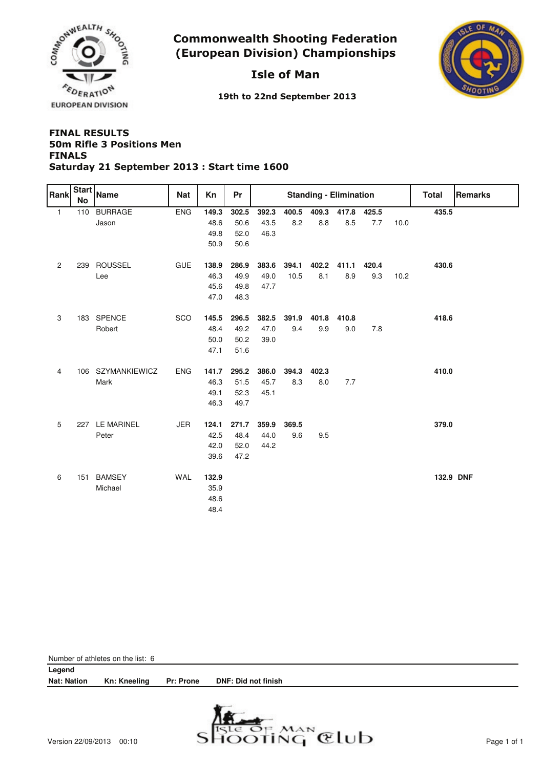# Commonwealth Shooting Federation (European Division) Championships

## Isle of Man

**19th to 22nd September 2013**

**FINAL RESULTS**
**50m Rifle 3 Positions Men**
**FINALS**
**Saturday 21 September 2013 : Start time 1600**

| Rank | Start No | Name | Nat | Kn | Pr | Standing - Elimination | | | | | | | Total | Remarks |
|---|---|---|---|---|---|---|---|---|---|---|---|---|---|---|
| 1 | 110 | BURRAGE | ENG | **149.3** | **302.5** | **392.3** | **400.5** | **409.3** | **417.8** | **425.5** | | | **435.5** | |
| | | Jason | | 48.6 | 50.6 | 43.5 | 8.2 | 8.8 | 8.5 | 7.7 | 10.0 | | | |
| | | | | 49.8 | 52.0 | 46.3 | | | | | | | | |
| | | | | 50.9 | 50.6 | | | | | | | | | |
| 2 | 239 | ROUSSEL | GUE | **138.9** | **286.9** | **383.6** | **394.1** | **402.2** | **411.1** | **420.4** | | | **430.6** | |
| | | Lee | | 46.3 | 49.9 | 49.0 | 10.5 | 8.1 | 8.9 | 9.3 | 10.2 | | | |
| | | | | 45.6 | 49.8 | 47.7 | | | | | | | | |
| | | | | 47.0 | 48.3 | | | | | | | | | |
| 3 | 183 | SPENCE | SCO | **145.5** | **296.5** | **382.5** | **391.9** | **401.8** | **410.8** | | | | **418.6** | |
| | | Robert | | 48.4 | 49.2 | 47.0 | 9.4 | 9.9 | 9.0 | 7.8 | | | | |
| | | | | 50.0 | 50.2 | 39.0 | | | | | | | | |
| | | | | 47.1 | 51.6 | | | | | | | | | |
| 4 | 106 | SZYMANKIEWICZ | ENG | **141.7** | **295.2** | **386.0** | **394.3** | **402.3** | | | | | **410.0** | |
| | | Mark | | 46.3 | 51.5 | 45.7 | 8.3 | 8.0 | 7.7 | | | | | |
| | | | | 49.1 | 52.3 | 45.1 | | | | | | | | |
| | | | | 46.3 | 49.7 | | | | | | | | | |
| 5 | 227 | LE MARINEL | JER | **124.1** | **271.7** | **359.9** | **369.5** | | | | | | **379.0** | |
| | | Peter | | 42.5 | 48.4 | 44.0 | 9.6 | 9.5 | | | | | | |
| | | | | 42.0 | 52.0 | 44.2 | | | | | | | | |
| | | | | 39.6 | 47.2 | | | | | | | | | |
| 6 | 151 | BAMSEY | WAL | **132.9** | | | | | | | | | **132.9** | **DNF** |
| | | Michael | | 35.9 | | | | | | | | | | |
| | | | | 48.6 | | | | | | | | | | |
| | | | | 48.4 | | | | | | | | | | |

Number of athletes on the list: 6

**Legend**

**Nat: Nation** **Kn: Kneeling** **Pr: Prone** **DNF: Did not finish**

Version 22/09/2013 00:10

Isle of Man Shooting Club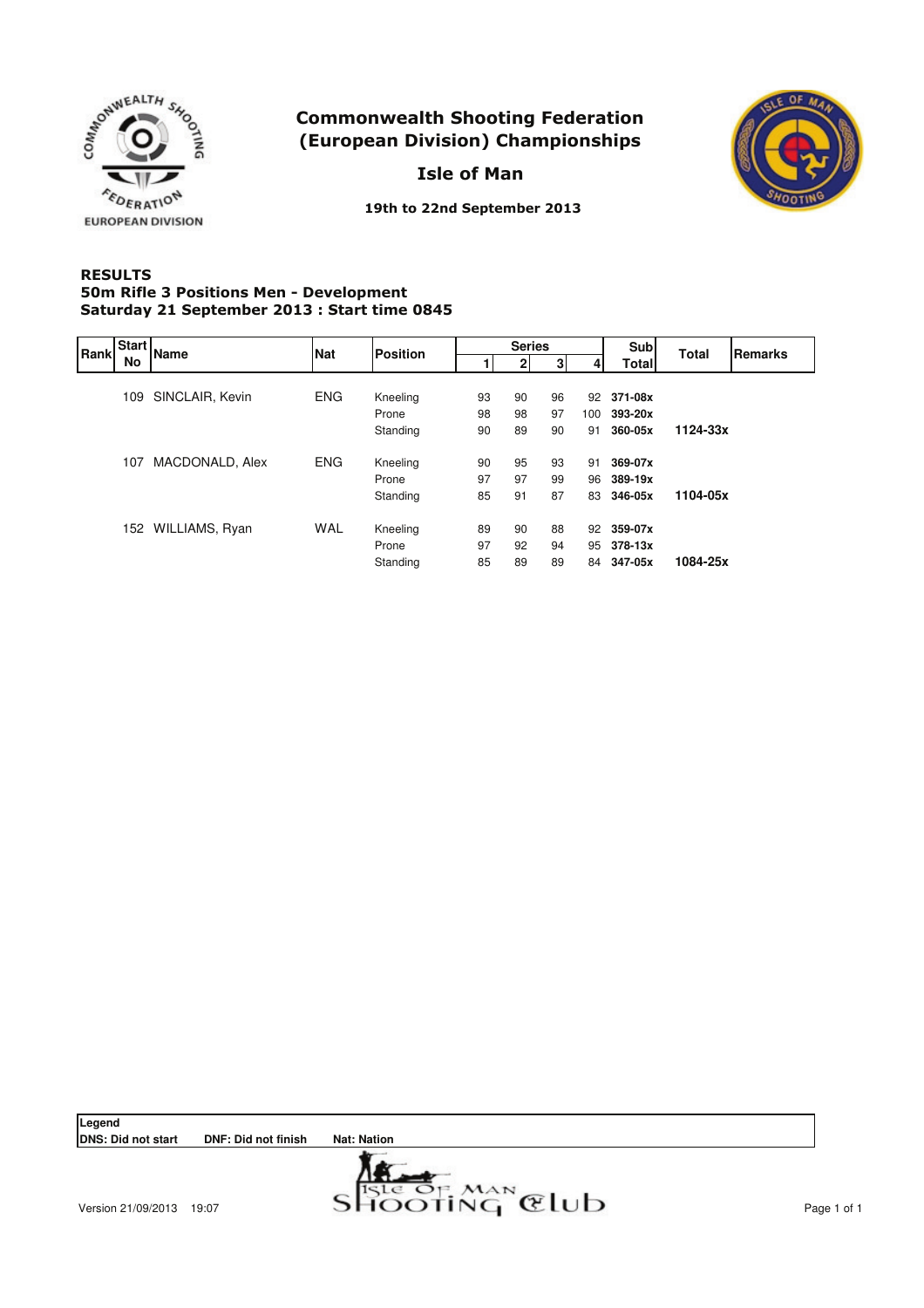# Commonwealth Shooting Federation (European Division) Championships

## Isle of Man

19th to 22nd September 2013

**RESULTS**
**50m Rifle 3 Positions Men - Development**
**Saturday 21 September 2013 : Start time 0845**

| Rank | Start No | Name | Nat | Position | Series 1 | 2 | 3 | 4 | Sub Total | Total | Remarks |
|---|---|---|---|---|---|---|---|---|---|---|---|
| | 109 | SINCLAIR, Kevin | ENG | Kneeling | 93 | 90 | 96 | 92 | **371-08x** | | |
| | | | | Prone | 98 | 98 | 97 | 100 | **393-20x** | | |
| | | | | Standing | 90 | 89 | 90 | 91 | **360-05x** | **1124-33x** | |
| | 107 | MACDONALD, Alex | ENG | Kneeling | 90 | 95 | 93 | 91 | **369-07x** | | |
| | | | | Prone | 97 | 97 | 99 | 96 | **389-19x** | | |
| | | | | Standing | 85 | 91 | 87 | 83 | **346-05x** | **1104-05x** | |
| | 152 | WILLIAMS, Ryan | WAL | Kneeling | 89 | 90 | 88 | 92 | **359-07x** | | |
| | | | | Prone | 97 | 92 | 94 | 95 | **378-13x** | | |
| | | | | Standing | 85 | 89 | 89 | 84 | **347-05x** | **1084-25x** | |

**Legend**
**DNS: Did not start** **DNF: Did not finish** **Nat: Nation**

Version 21/09/2013 19:07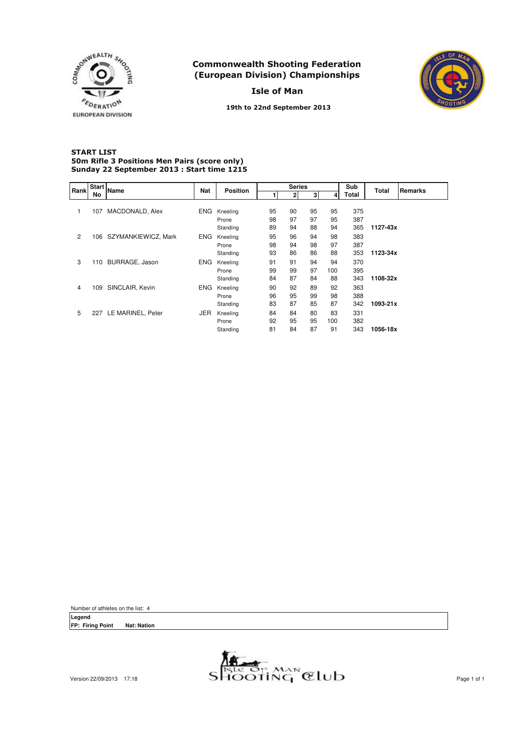# Commonwealth Shooting Federation (European Division) Championships

## Isle of Man

**19th to 22nd September 2013**

**START LIST**
**50m Rifle 3 Positions Men Pairs (score only)**
**Sunday 22 September 2013 : Start time 1215**

| Rank | Start No | Name | Nat | Position | Series 1 | 2 | 3 | 4 | Sub Total | Total | Remarks |
|---|---|---|---|---|---|---|---|---|---|---|---|
| 1 | 107 | MACDONALD, Alex | ENG | Kneeling | 95 | 90 | 95 | 95 | 375 | | |
| | | | | Prone | 98 | 97 | 97 | 95 | 387 | | |
| | | | | Standing | 89 | 94 | 88 | 94 | 365 | **1127-43x** | |
| 2 | 106 | SZYMANKIEWICZ, Mark | ENG | Kneeling | 95 | 96 | 94 | 98 | 383 | | |
| | | | | Prone | 98 | 94 | 98 | 97 | 387 | | |
| | | | | Standing | 93 | 86 | 86 | 88 | 353 | **1123-34x** | |
| 3 | 110 | BURRAGE, Jason | ENG | Kneeling | 91 | 91 | 94 | 94 | 370 | | |
| | | | | Prone | 99 | 99 | 97 | 100 | 395 | | |
| | | | | Standing | 84 | 87 | 84 | 88 | 343 | **1108-32x** | |
| 4 | 109 | SINCLAIR, Kevin | ENG | Kneeling | 90 | 92 | 89 | 92 | 363 | | |
| | | | | Prone | 96 | 95 | 99 | 98 | 388 | | |
| | | | | Standing | 83 | 87 | 85 | 87 | 342 | **1093-21x** | |
| 5 | 227 | LE MARINEL, Peter | JER | Kneeling | 84 | 84 | 80 | 83 | 331 | | |
| | | | | Prone | 92 | 95 | 95 | 100 | 382 | | |
| | | | | Standing | 81 | 84 | 87 | 91 | 343 | **1056-18x** | |

Number of athletes on the list: 4

**Legend**
**FP: Firing Point** **Nat: Nation**

Version 22/09/2013 17:18